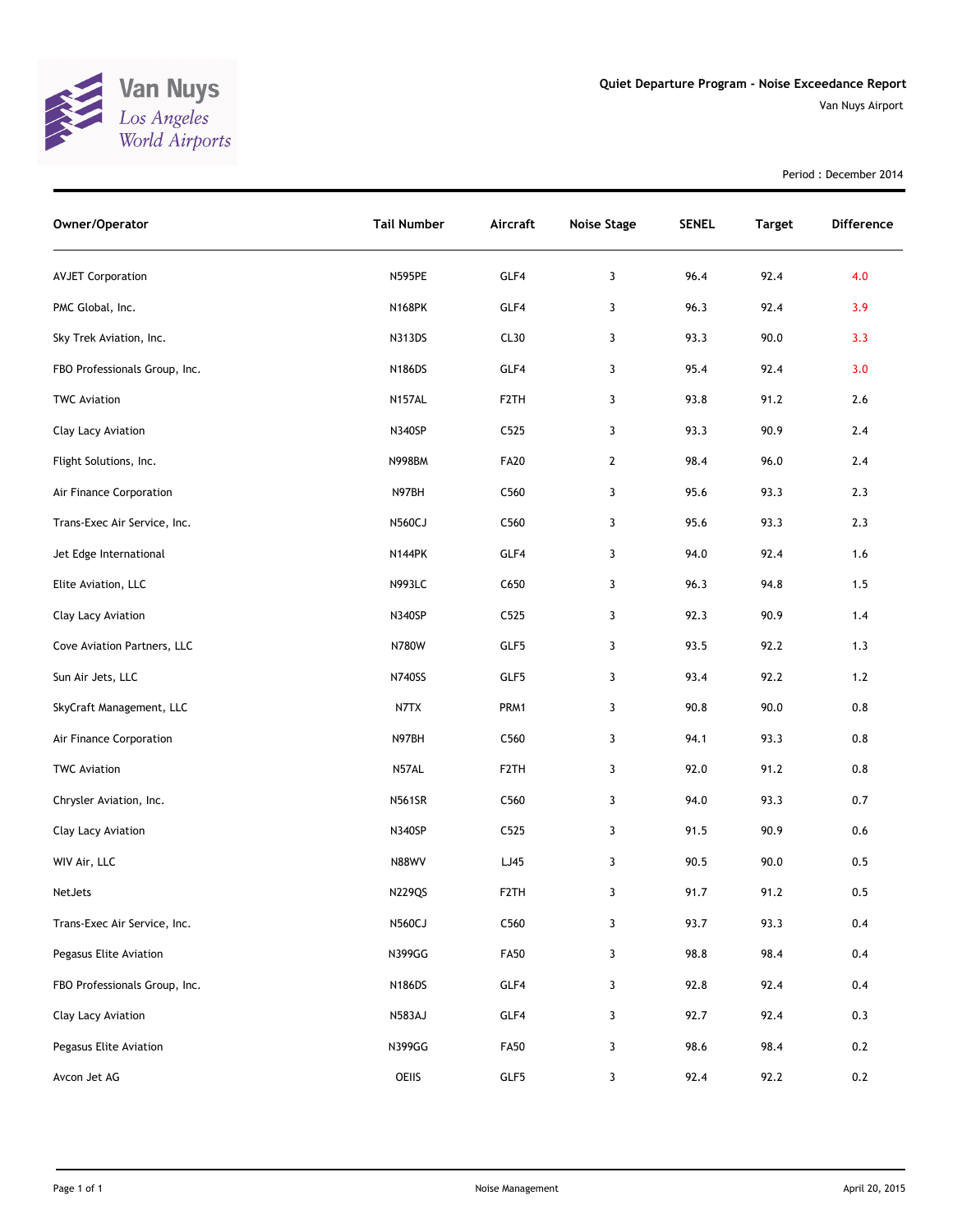Van Nuys
Los Angeles World Airports

## Quiet Departure Program - Noise Exceedance Report

Van Nuys Airport

Period : December 2014

| Owner/Operator | Tail Number | Aircraft | Noise Stage | SENEL | Target | Difference |
|---|---|---|---|---|---|---|
| AVJET Corporation | N595PE | GLF4 | 3 | 96.4 | 92.4 | 4.0 |
| PMC Global, Inc. | N168PK | GLF4 | 3 | 96.3 | 92.4 | 3.9 |
| Sky Trek Aviation, Inc. | N313DS | CL30 | 3 | 93.3 | 90.0 | 3.3 |
| FBO Professionals Group, Inc. | N186DS | GLF4 | 3 | 95.4 | 92.4 | 3.0 |
| TWC Aviation | N157AL | F2TH | 3 | 93.8 | 91.2 | 2.6 |
| Clay Lacy Aviation | N340SP | C525 | 3 | 93.3 | 90.9 | 2.4 |
| Flight Solutions, Inc. | N998BM | FA20 | 2 | 98.4 | 96.0 | 2.4 |
| Air Finance Corporation | N97BH | C560 | 3 | 95.6 | 93.3 | 2.3 |
| Trans-Exec Air Service, Inc. | N560CJ | C560 | 3 | 95.6 | 93.3 | 2.3 |
| Jet Edge International | N144PK | GLF4 | 3 | 94.0 | 92.4 | 1.6 |
| Elite Aviation, LLC | N993LC | C650 | 3 | 96.3 | 94.8 | 1.5 |
| Clay Lacy Aviation | N340SP | C525 | 3 | 92.3 | 90.9 | 1.4 |
| Cove Aviation Partners, LLC | N780W | GLF5 | 3 | 93.5 | 92.2 | 1.3 |
| Sun Air Jets, LLC | N740SS | GLF5 | 3 | 93.4 | 92.2 | 1.2 |
| SkyCraft Management, LLC | N7TX | PRM1 | 3 | 90.8 | 90.0 | 0.8 |
| Air Finance Corporation | N97BH | C560 | 3 | 94.1 | 93.3 | 0.8 |
| TWC Aviation | N57AL | F2TH | 3 | 92.0 | 91.2 | 0.8 |
| Chrysler Aviation, Inc. | N561SR | C560 | 3 | 94.0 | 93.3 | 0.7 |
| Clay Lacy Aviation | N340SP | C525 | 3 | 91.5 | 90.9 | 0.6 |
| WIV Air, LLC | N88WV | LJ45 | 3 | 90.5 | 90.0 | 0.5 |
| NetJets | N229QS | F2TH | 3 | 91.7 | 91.2 | 0.5 |
| Trans-Exec Air Service, Inc. | N560CJ | C560 | 3 | 93.7 | 93.3 | 0.4 |
| Pegasus Elite Aviation | N399GG | FA50 | 3 | 98.8 | 98.4 | 0.4 |
| FBO Professionals Group, Inc. | N186DS | GLF4 | 3 | 92.8 | 92.4 | 0.4 |
| Clay Lacy Aviation | N583AJ | GLF4 | 3 | 92.7 | 92.4 | 0.3 |
| Pegasus Elite Aviation | N399GG | FA50 | 3 | 98.6 | 98.4 | 0.2 |
| Avcon Jet AG | OEIIS | GLF5 | 3 | 92.4 | 92.2 | 0.2 |

Noise Management

April 20, 2015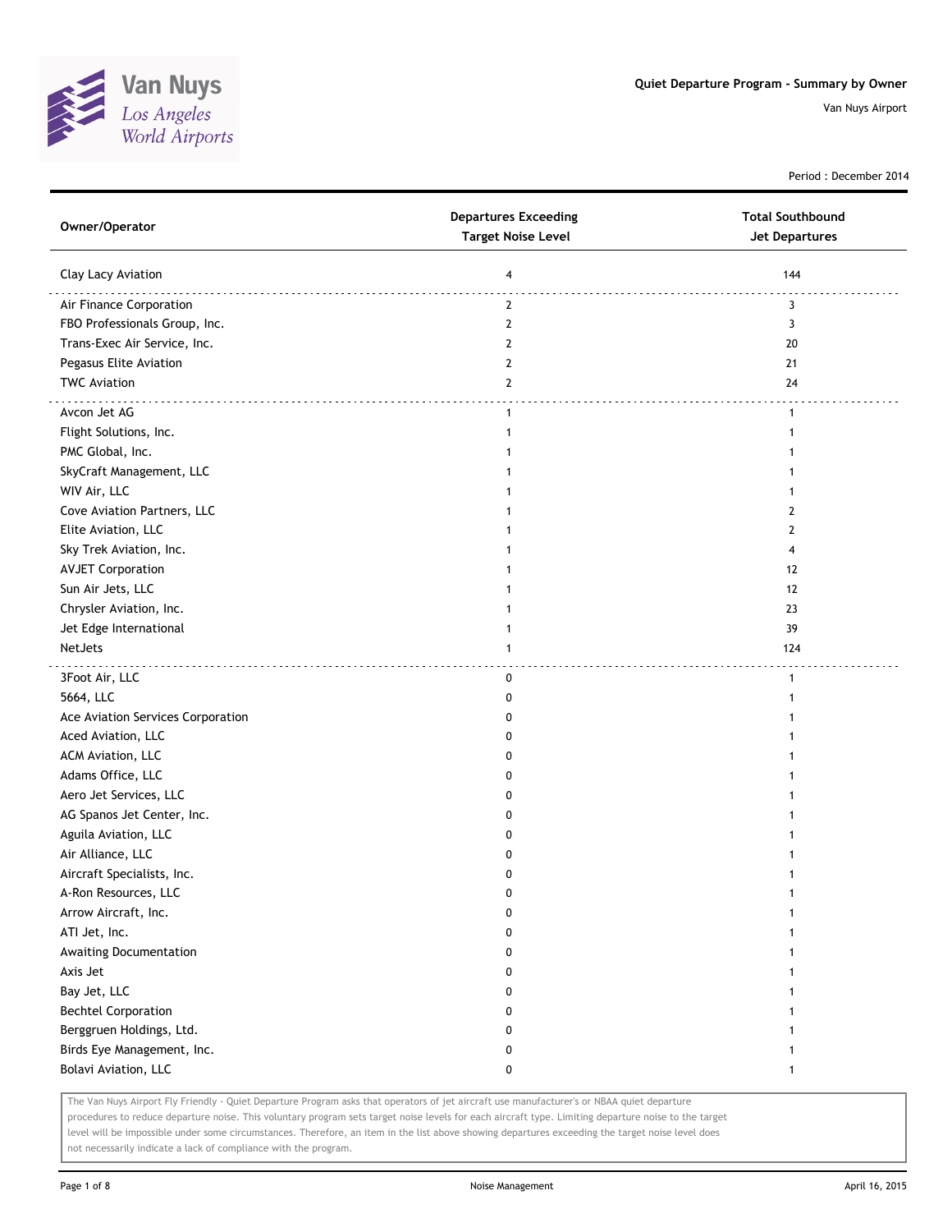# Quiet Departure Program - Summary by Owner

Van Nuys Airport

Period : December 2014

| Owner/Operator | Departures Exceeding Target Noise Level | Total Southbound Jet Departures |
|---|---|---|
| Clay Lacy Aviation | 4 | 144 |
| Air Finance Corporation | 2 | 3 |
| FBO Professionals Group, Inc. | 2 | 3 |
| Trans-Exec Air Service, Inc. | 2 | 20 |
| Pegasus Elite Aviation | 2 | 21 |
| TWC Aviation | 2 | 24 |
| Avcon Jet AG | 1 | 1 |
| Flight Solutions, Inc. | 1 | 1 |
| PMC Global, Inc. | 1 | 1 |
| SkyCraft Management, LLC | 1 | 1 |
| WIV Air, LLC | 1 | 1 |
| Cove Aviation Partners, LLC | 1 | 2 |
| Elite Aviation, LLC | 1 | 2 |
| Sky Trek Aviation, Inc. | 1 | 4 |
| AVJET Corporation | 1 | 12 |
| Sun Air Jets, LLC | 1 | 12 |
| Chrysler Aviation, Inc. | 1 | 23 |
| Jet Edge International | 1 | 39 |
| NetJets | 1 | 124 |
| 3Foot Air, LLC | 0 | 1 |
| 5664, LLC | 0 | 1 |
| Ace Aviation Services Corporation | 0 | 1 |
| Aced Aviation, LLC | 0 | 1 |
| ACM Aviation, LLC | 0 | 1 |
| Adams Office, LLC | 0 | 1 |
| Aero Jet Services, LLC | 0 | 1 |
| AG Spanos Jet Center, Inc. | 0 | 1 |
| Aguila Aviation, LLC | 0 | 1 |
| Air Alliance, LLC | 0 | 1 |
| Aircraft Specialists, Inc. | 0 | 1 |
| A-Ron Resources, LLC | 0 | 1 |
| Arrow Aircraft, Inc. | 0 | 1 |
| ATI Jet, Inc. | 0 | 1 |
| Awaiting Documentation | 0 | 1 |
| Axis Jet | 0 | 1 |
| Bay Jet, LLC | 0 | 1 |
| Bechtel Corporation | 0 | 1 |
| Berggruen Holdings, Ltd. | 0 | 1 |
| Birds Eye Management, Inc. | 0 | 1 |
| Bolavi Aviation, LLC | 0 | 1 |

The Van Nuys Airport Fly Friendly - Quiet Departure Program asks that operators of jet aircraft use manufacturer's or NBAA quiet departure procedures to reduce departure noise. This voluntary program sets target noise levels for each aircraft type. Limiting departure noise to the target level will be impossible under some circumstances. Therefore, an item in the list above showing departures exceeding the target noise level does not necessarily indicate a lack of compliance with the program.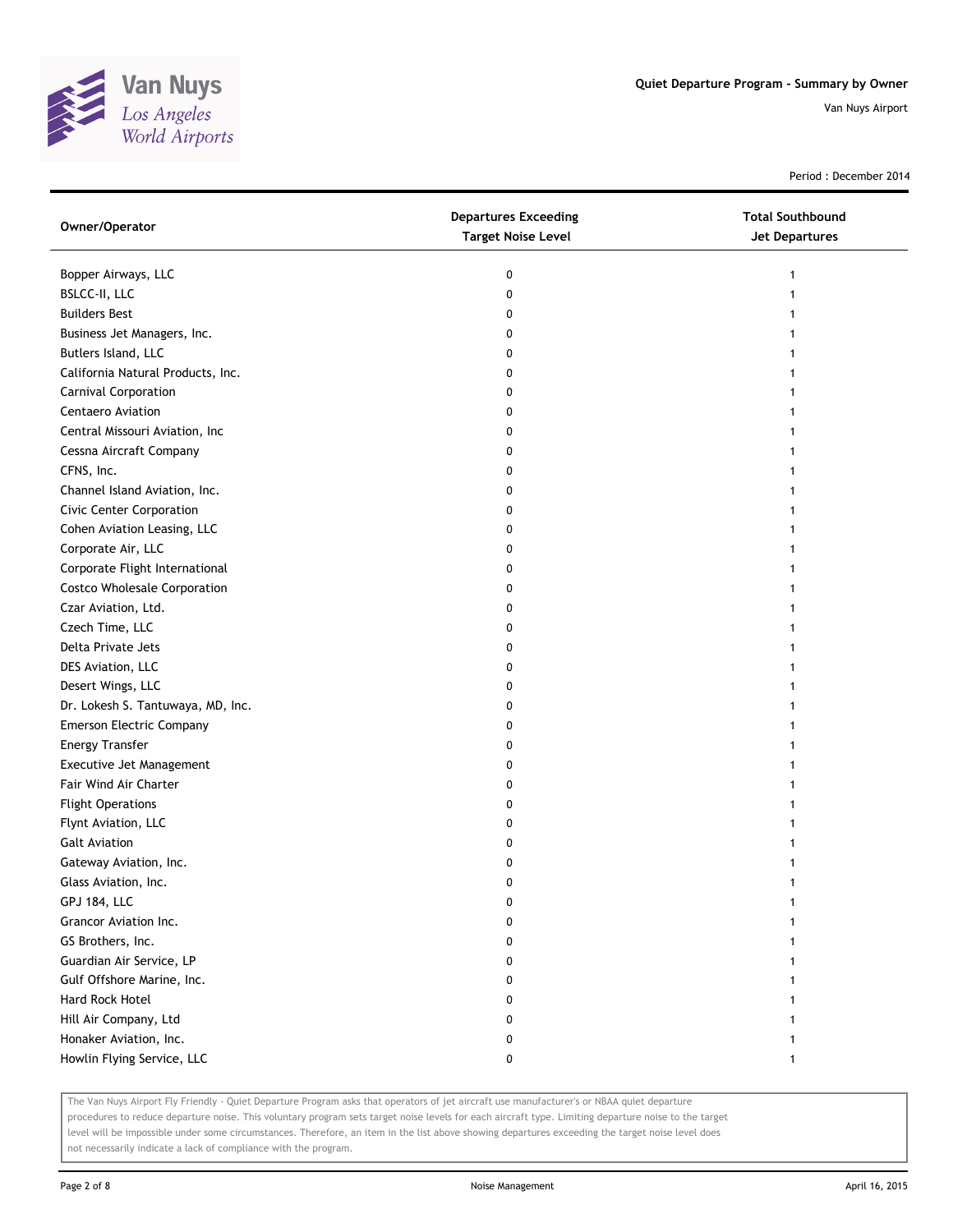Quiet Departure Program - Summary by Owner

Van Nuys Airport

Period : December 2014

| Owner/Operator | Departures Exceeding Target Noise Level | Total Southbound Jet Departures |
|---|---|---|
| Bopper Airways, LLC | 0 | 1 |
| BSLCC-II, LLC | 0 | 1 |
| Builders Best | 0 | 1 |
| Business Jet Managers, Inc. | 0 | 1 |
| Butlers Island, LLC | 0 | 1 |
| California Natural Products, Inc. | 0 | 1 |
| Carnival Corporation | 0 | 1 |
| Centaero Aviation | 0 | 1 |
| Central Missouri Aviation, Inc | 0 | 1 |
| Cessna Aircraft Company | 0 | 1 |
| CFNS, Inc. | 0 | 1 |
| Channel Island Aviation, Inc. | 0 | 1 |
| Civic Center Corporation | 0 | 1 |
| Cohen Aviation Leasing, LLC | 0 | 1 |
| Corporate Air, LLC | 0 | 1 |
| Corporate Flight International | 0 | 1 |
| Costco Wholesale Corporation | 0 | 1 |
| Czar Aviation, Ltd. | 0 | 1 |
| Czech Time, LLC | 0 | 1 |
| Delta Private Jets | 0 | 1 |
| DES Aviation, LLC | 0 | 1 |
| Desert Wings, LLC | 0 | 1 |
| Dr. Lokesh S. Tantuwaya, MD, Inc. | 0 | 1 |
| Emerson Electric Company | 0 | 1 |
| Energy Transfer | 0 | 1 |
| Executive Jet Management | 0 | 1 |
| Fair Wind Air Charter | 0 | 1 |
| Flight Operations | 0 | 1 |
| Flynt Aviation, LLC | 0 | 1 |
| Galt Aviation | 0 | 1 |
| Gateway Aviation, Inc. | 0 | 1 |
| Glass Aviation, Inc. | 0 | 1 |
| GPJ 184, LLC | 0 | 1 |
| Grancor Aviation Inc. | 0 | 1 |
| GS Brothers, Inc. | 0 | 1 |
| Guardian Air Service, LP | 0 | 1 |
| Gulf Offshore Marine, Inc. | 0 | 1 |
| Hard Rock Hotel | 0 | 1 |
| Hill Air Company, Ltd | 0 | 1 |
| Honaker Aviation, Inc. | 0 | 1 |
| Howlin Flying Service, LLC | 0 | 1 |

The Van Nuys Airport Fly Friendly - Quiet Departure Program asks that operators of jet aircraft use manufacturer's or NBAA quiet departure procedures to reduce departure noise. This voluntary program sets target noise levels for each aircraft type. Limiting departure noise to the target level will be impossible under some circumstances. Therefore, an item in the list above showing departures exceeding the target noise level does not necessarily indicate a lack of compliance with the program.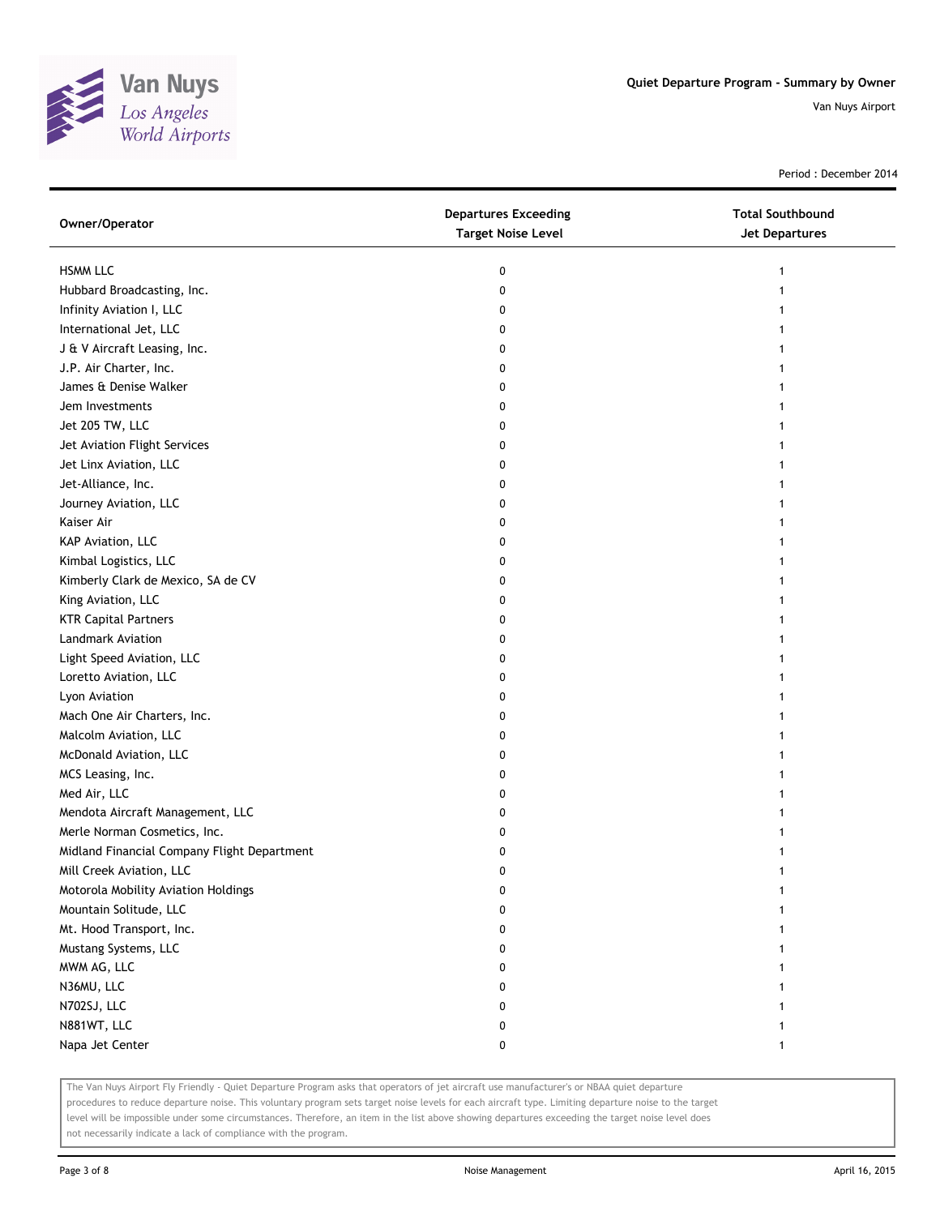# Quiet Departure Program - Summary by Owner

Van Nuys Airport

Period : December 2014

| Owner/Operator | Departures Exceeding Target Noise Level | Total Southbound Jet Departures |
|---|---|---|
| HSMM LLC | 0 | 1 |
| Hubbard Broadcasting, Inc. | 0 | 1 |
| Infinity Aviation I, LLC | 0 | 1 |
| International Jet, LLC | 0 | 1 |
| J & V Aircraft Leasing, Inc. | 0 | 1 |
| J.P. Air Charter, Inc. | 0 | 1 |
| James & Denise Walker | 0 | 1 |
| Jem Investments | 0 | 1 |
| Jet 205 TW, LLC | 0 | 1 |
| Jet Aviation Flight Services | 0 | 1 |
| Jet Linx Aviation, LLC | 0 | 1 |
| Jet-Alliance, Inc. | 0 | 1 |
| Journey Aviation, LLC | 0 | 1 |
| Kaiser Air | 0 | 1 |
| KAP Aviation, LLC | 0 | 1 |
| Kimbal Logistics, LLC | 0 | 1 |
| Kimberly Clark de Mexico, SA de CV | 0 | 1 |
| King Aviation, LLC | 0 | 1 |
| KTR Capital Partners | 0 | 1 |
| Landmark Aviation | 0 | 1 |
| Light Speed Aviation, LLC | 0 | 1 |
| Loretto Aviation, LLC | 0 | 1 |
| Lyon Aviation | 0 | 1 |
| Mach One Air Charters, Inc. | 0 | 1 |
| Malcolm Aviation, LLC | 0 | 1 |
| McDonald Aviation, LLC | 0 | 1 |
| MCS Leasing, Inc. | 0 | 1 |
| Med Air, LLC | 0 | 1 |
| Mendota Aircraft Management, LLC | 0 | 1 |
| Merle Norman Cosmetics, Inc. | 0 | 1 |
| Midland Financial Company Flight Department | 0 | 1 |
| Mill Creek Aviation, LLC | 0 | 1 |
| Motorola Mobility Aviation Holdings | 0 | 1 |
| Mountain Solitude, LLC | 0 | 1 |
| Mt. Hood Transport, Inc. | 0 | 1 |
| Mustang Systems, LLC | 0 | 1 |
| MWM AG, LLC | 0 | 1 |
| N36MU, LLC | 0 | 1 |
| N702SJ, LLC | 0 | 1 |
| N881WT, LLC | 0 | 1 |
| Napa Jet Center | 0 | 1 |

The Van Nuys Airport Fly Friendly - Quiet Departure Program asks that operators of jet aircraft use manufacturer's or NBAA quiet departure procedures to reduce departure noise. This voluntary program sets target noise levels for each aircraft type. Limiting departure noise to the target level will be impossible under some circumstances. Therefore, an item in the list above showing departures exceeding the target noise level does not necessarily indicate a lack of compliance with the program.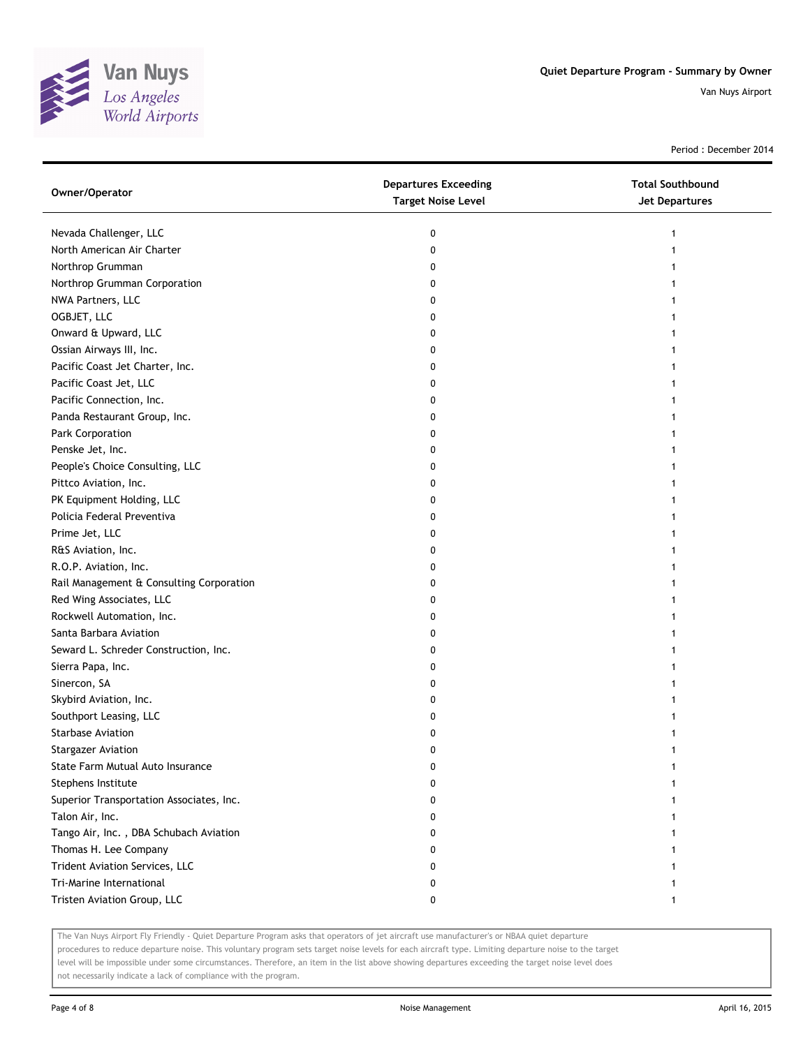# Quiet Departure Program - Summary by Owner

Van Nuys Airport

Period : December 2014

| Owner/Operator | Departures Exceeding Target Noise Level | Total Southbound Jet Departures |
|---|---|---|
| Nevada Challenger, LLC | 0 | 1 |
| North American Air Charter | 0 | 1 |
| Northrop Grumman | 0 | 1 |
| Northrop Grumman Corporation | 0 | 1 |
| NWA Partners, LLC | 0 | 1 |
| OGBJET, LLC | 0 | 1 |
| Onward & Upward, LLC | 0 | 1 |
| Ossian Airways III, Inc. | 0 | 1 |
| Pacific Coast Jet Charter, Inc. | 0 | 1 |
| Pacific Coast Jet, LLC | 0 | 1 |
| Pacific Connection, Inc. | 0 | 1 |
| Panda Restaurant Group, Inc. | 0 | 1 |
| Park Corporation | 0 | 1 |
| Penske Jet, Inc. | 0 | 1 |
| People's Choice Consulting, LLC | 0 | 1 |
| Pittco Aviation, Inc. | 0 | 1 |
| PK Equipment Holding, LLC | 0 | 1 |
| Policia Federal Preventiva | 0 | 1 |
| Prime Jet, LLC | 0 | 1 |
| R&S Aviation, Inc. | 0 | 1 |
| R.O.P. Aviation, Inc. | 0 | 1 |
| Rail Management & Consulting Corporation | 0 | 1 |
| Red Wing Associates, LLC | 0 | 1 |
| Rockwell Automation, Inc. | 0 | 1 |
| Santa Barbara Aviation | 0 | 1 |
| Seward L. Schreder Construction, Inc. | 0 | 1 |
| Sierra Papa, Inc. | 0 | 1 |
| Sinercon, SA | 0 | 1 |
| Skybird Aviation, Inc. | 0 | 1 |
| Southport Leasing, LLC | 0 | 1 |
| Starbase Aviation | 0 | 1 |
| Stargazer Aviation | 0 | 1 |
| State Farm Mutual Auto Insurance | 0 | 1 |
| Stephens Institute | 0 | 1 |
| Superior Transportation Associates, Inc. | 0 | 1 |
| Talon Air, Inc. | 0 | 1 |
| Tango Air, Inc. , DBA Schubach Aviation | 0 | 1 |
| Thomas H. Lee Company | 0 | 1 |
| Trident Aviation Services, LLC | 0 | 1 |
| Tri-Marine International | 0 | 1 |
| Tristen Aviation Group, LLC | 0 | 1 |

The Van Nuys Airport Fly Friendly - Quiet Departure Program asks that operators of jet aircraft use manufacturer's or NBAA quiet departure procedures to reduce departure noise. This voluntary program sets target noise levels for each aircraft type. Limiting departure noise to the target level will be impossible under some circumstances. Therefore, an item in the list above showing departures exceeding the target noise level does not necessarily indicate a lack of compliance with the program.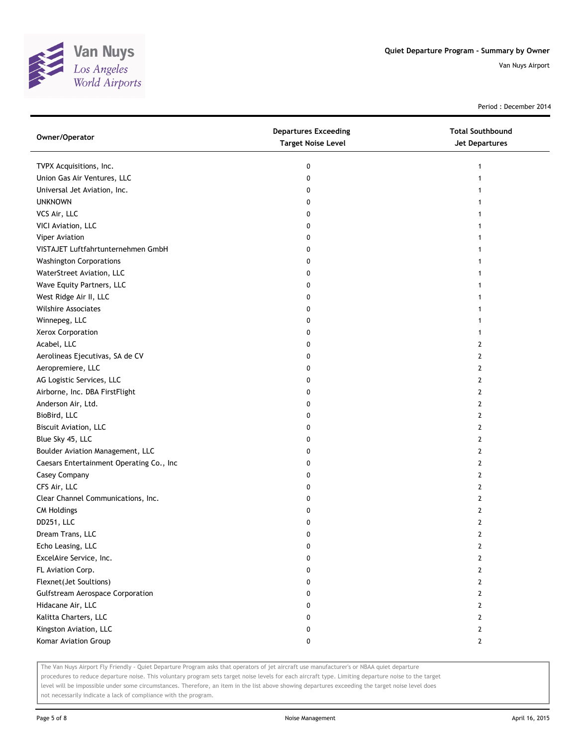# Quiet Departure Program - Summary by Owner

Van Nuys Airport

Period : December 2014

| Owner/Operator | Departures Exceeding Target Noise Level | Total Southbound Jet Departures |
|---|---|---|
| TVPX Acquisitions, Inc. | 0 | 1 |
| Union Gas Air Ventures, LLC | 0 | 1 |
| Universal Jet Aviation, Inc. | 0 | 1 |
| UNKNOWN | 0 | 1 |
| VCS Air, LLC | 0 | 1 |
| VICI Aviation, LLC | 0 | 1 |
| Viper Aviation | 0 | 1 |
| VISTAJET Luftfahrtunternehmen GmbH | 0 | 1 |
| Washington Corporations | 0 | 1 |
| WaterStreet Aviation, LLC | 0 | 1 |
| Wave Equity Partners, LLC | 0 | 1 |
| West Ridge Air II, LLC | 0 | 1 |
| Wilshire Associates | 0 | 1 |
| Winnepeg, LLC | 0 | 1 |
| Xerox Corporation | 0 | 1 |
| Acabel, LLC | 0 | 2 |
| Aerolineas Ejecutivas, SA de CV | 0 | 2 |
| Aeropremiere, LLC | 0 | 2 |
| AG Logistic Services, LLC | 0 | 2 |
| Airborne, Inc. DBA FirstFlight | 0 | 2 |
| Anderson Air, Ltd. | 0 | 2 |
| BioBird, LLC | 0 | 2 |
| Biscuit Aviation, LLC | 0 | 2 |
| Blue Sky 45, LLC | 0 | 2 |
| Boulder Aviation Management, LLC | 0 | 2 |
| Caesars Entertainment Operating Co., Inc | 0 | 2 |
| Casey Company | 0 | 2 |
| CFS Air, LLC | 0 | 2 |
| Clear Channel Communications, Inc. | 0 | 2 |
| CM Holdings | 0 | 2 |
| DD251, LLC | 0 | 2 |
| Dream Trans, LLC | 0 | 2 |
| Echo Leasing, LLC | 0 | 2 |
| ExcelAire Service, Inc. | 0 | 2 |
| FL Aviation Corp. | 0 | 2 |
| Flexnet(Jet Soultions) | 0 | 2 |
| Gulfstream Aerospace Corporation | 0 | 2 |
| Hidacane Air, LLC | 0 | 2 |
| Kalitta Charters, LLC | 0 | 2 |
| Kingston Aviation, LLC | 0 | 2 |
| Komar Aviation Group | 0 | 2 |

The Van Nuys Airport Fly Friendly - Quiet Departure Program asks that operators of jet aircraft use manufacturer's or NBAA quiet departure procedures to reduce departure noise. This voluntary program sets target noise levels for each aircraft type. Limiting departure noise to the target level will be impossible under some circumstances. Therefore, an item in the list above showing departures exceeding the target noise level does not necessarily indicate a lack of compliance with the program.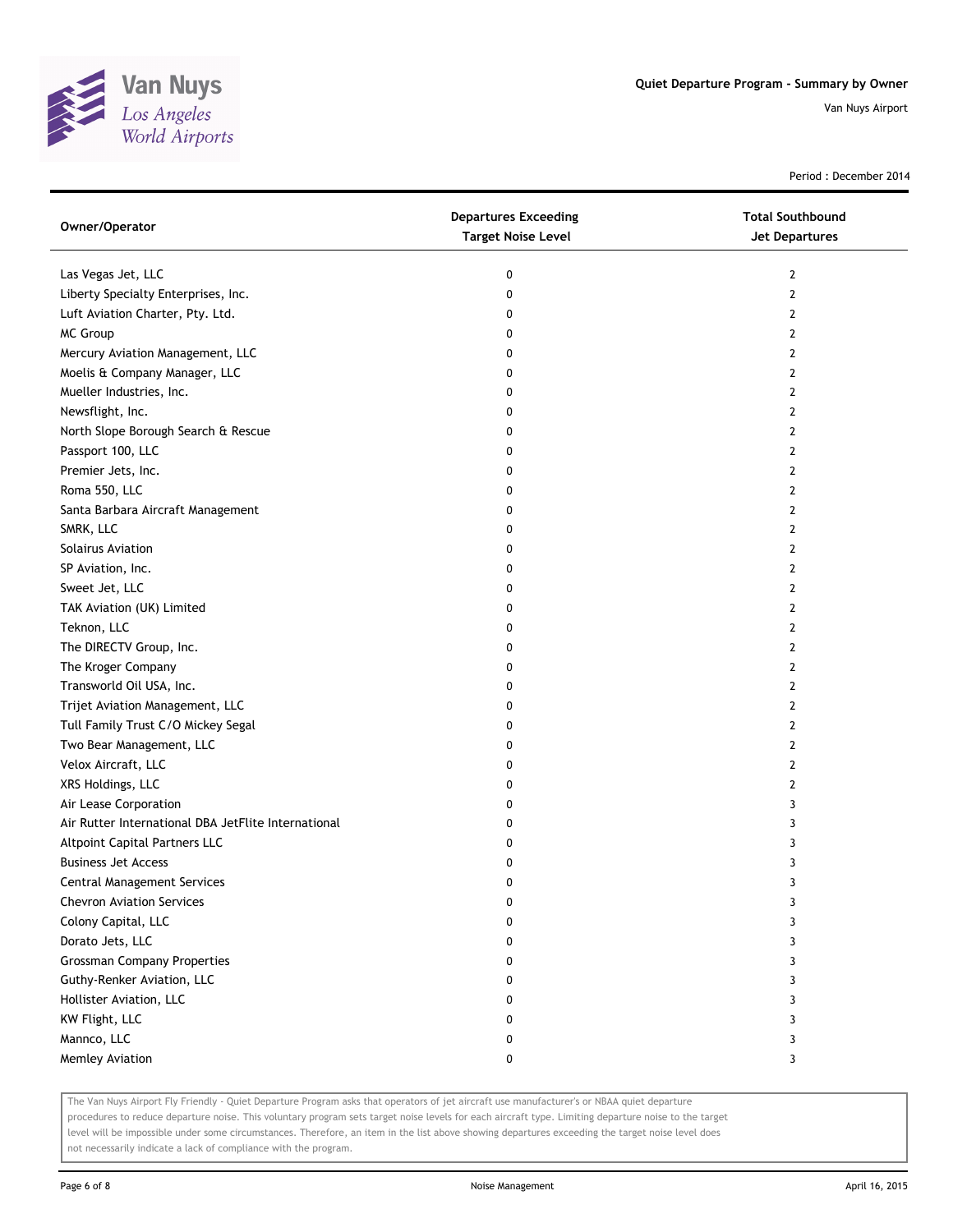Period : December 2014

| Owner/Operator | Departures Exceeding Target Noise Level | Total Southbound Jet Departures |
|---|---|---|
| Las Vegas Jet, LLC | 0 | 2 |
| Liberty Specialty Enterprises, Inc. | 0 | 2 |
| Luft Aviation Charter, Pty. Ltd. | 0 | 2 |
| MC Group | 0 | 2 |
| Mercury Aviation Management, LLC | 0 | 2 |
| Moelis & Company Manager, LLC | 0 | 2 |
| Mueller Industries, Inc. | 0 | 2 |
| Newsflight, Inc. | 0 | 2 |
| North Slope Borough Search & Rescue | 0 | 2 |
| Passport 100, LLC | 0 | 2 |
| Premier Jets, Inc. | 0 | 2 |
| Roma 550, LLC | 0 | 2 |
| Santa Barbara Aircraft Management | 0 | 2 |
| SMRK, LLC | 0 | 2 |
| Solairus Aviation | 0 | 2 |
| SP Aviation, Inc. | 0 | 2 |
| Sweet Jet, LLC | 0 | 2 |
| TAK Aviation (UK) Limited | 0 | 2 |
| Teknon, LLC | 0 | 2 |
| The DIRECTV Group, Inc. | 0 | 2 |
| The Kroger Company | 0 | 2 |
| Transworld Oil USA, Inc. | 0 | 2 |
| Trijet Aviation Management, LLC | 0 | 2 |
| Tull Family Trust C/O Mickey Segal | 0 | 2 |
| Two Bear Management, LLC | 0 | 2 |
| Velox Aircraft, LLC | 0 | 2 |
| XRS Holdings, LLC | 0 | 2 |
| Air Lease Corporation | 0 | 3 |
| Air Rutter International DBA JetFlite International | 0 | 3 |
| Altpoint Capital Partners LLC | 0 | 3 |
| Business Jet Access | 0 | 3 |
| Central Management Services | 0 | 3 |
| Chevron Aviation Services | 0 | 3 |
| Colony Capital, LLC | 0 | 3 |
| Dorato Jets, LLC | 0 | 3 |
| Grossman Company Properties | 0 | 3 |
| Guthy-Renker Aviation, LLC | 0 | 3 |
| Hollister Aviation, LLC | 0 | 3 |
| KW Flight, LLC | 0 | 3 |
| Mannco, LLC | 0 | 3 |
| Memley Aviation | 0 | 3 |

The Van Nuys Airport Fly Friendly - Quiet Departure Program asks that operators of jet aircraft use manufacturer's or NBAA quiet departure procedures to reduce departure noise. This voluntary program sets target noise levels for each aircraft type. Limiting departure noise to the target level will be impossible under some circumstances. Therefore, an item in the list above showing departures exceeding the target noise level does not necessarily indicate a lack of compliance with the program.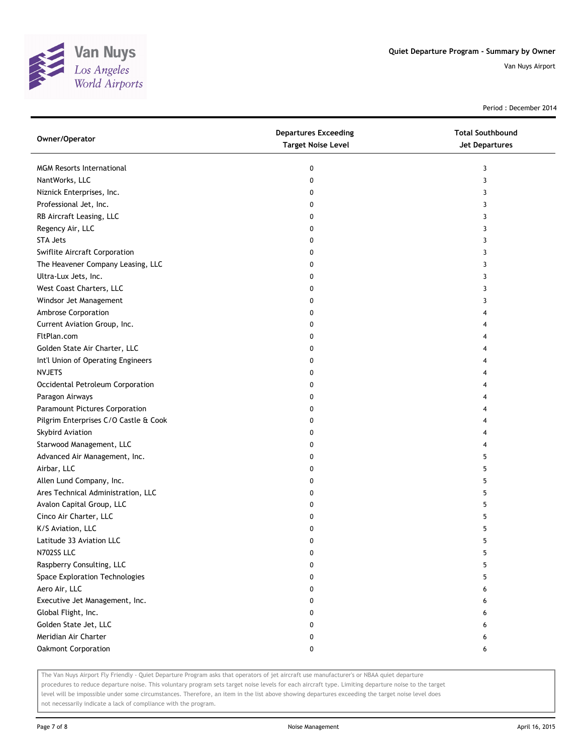# Quiet Departure Program - Summary by Owner

Van Nuys Airport

Period : December 2014

| Owner/Operator | Departures Exceeding Target Noise Level | Total Southbound Jet Departures |
|---|---|---|
| MGM Resorts International | 0 | 3 |
| NantWorks, LLC | 0 | 3 |
| Niznick Enterprises, Inc. | 0 | 3 |
| Professional Jet, Inc. | 0 | 3 |
| RB Aircraft Leasing, LLC | 0 | 3 |
| Regency Air, LLC | 0 | 3 |
| STA Jets | 0 | 3 |
| Swiflite Aircraft Corporation | 0 | 3 |
| The Heavener Company Leasing, LLC | 0 | 3 |
| Ultra-Lux Jets, Inc. | 0 | 3 |
| West Coast Charters, LLC | 0 | 3 |
| Windsor Jet Management | 0 | 3 |
| Ambrose Corporation | 0 | 4 |
| Current Aviation Group, Inc. | 0 | 4 |
| FltPlan.com | 0 | 4 |
| Golden State Air Charter, LLC | 0 | 4 |
| Int'l Union of Operating Engineers | 0 | 4 |
| NVJETS | 0 | 4 |
| Occidental Petroleum Corporation | 0 | 4 |
| Paragon Airways | 0 | 4 |
| Paramount Pictures Corporation | 0 | 4 |
| Pilgrim Enterprises C/O Castle & Cook | 0 | 4 |
| Skybird Aviation | 0 | 4 |
| Starwood Management, LLC | 0 | 4 |
| Advanced Air Management, Inc. | 0 | 5 |
| Airbar, LLC | 0 | 5 |
| Allen Lund Company, Inc. | 0 | 5 |
| Ares Technical Administration, LLC | 0 | 5 |
| Avalon Capital Group, LLC | 0 | 5 |
| Cinco Air Charter, LLC | 0 | 5 |
| K/S Aviation, LLC | 0 | 5 |
| Latitude 33 Aviation LLC | 0 | 5 |
| N702SS LLC | 0 | 5 |
| Raspberry Consulting, LLC | 0 | 5 |
| Space Exploration Technologies | 0 | 5 |
| Aero Air, LLC | 0 | 6 |
| Executive Jet Management, Inc. | 0 | 6 |
| Global Flight, Inc. | 0 | 6 |
| Golden State Jet, LLC | 0 | 6 |
| Meridian Air Charter | 0 | 6 |
| Oakmont Corporation | 0 | 6 |

The Van Nuys Airport Fly Friendly - Quiet Departure Program asks that operators of jet aircraft use manufacturer's or NBAA quiet departure procedures to reduce departure noise. This voluntary program sets target noise levels for each aircraft type. Limiting departure noise to the target level will be impossible under some circumstances. Therefore, an item in the list above showing departures exceeding the target noise level does not necessarily indicate a lack of compliance with the program.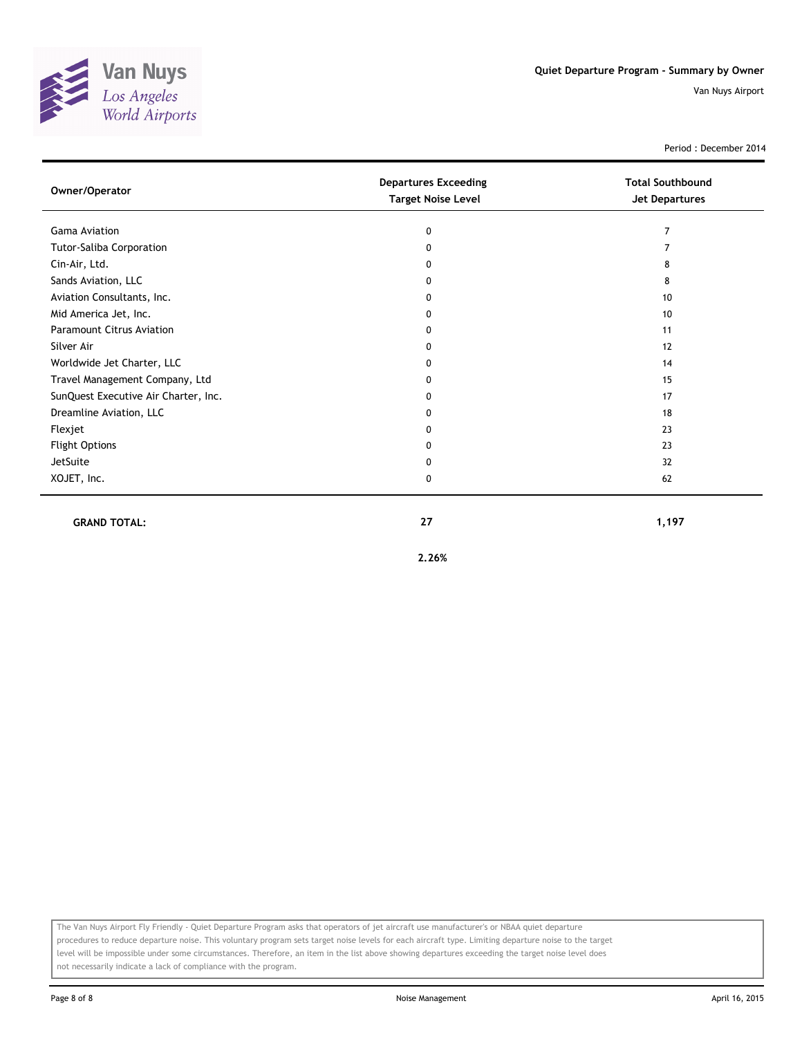Quiet Departure Program - Summary by Owner

Van Nuys Airport

Period : December 2014

| Owner/Operator | Departures Exceeding Target Noise Level | Total Southbound Jet Departures |
|---|---|---|
| Gama Aviation | 0 | 7 |
| Tutor-Saliba Corporation | 0 | 7 |
| Cin-Air, Ltd. | 0 | 8 |
| Sands Aviation, LLC | 0 | 8 |
| Aviation Consultants, Inc. | 0 | 10 |
| Mid America Jet, Inc. | 0 | 10 |
| Paramount Citrus Aviation | 0 | 11 |
| Silver Air | 0 | 12 |
| Worldwide Jet Charter, LLC | 0 | 14 |
| Travel Management Company, Ltd | 0 | 15 |
| SunQuest Executive Air Charter, Inc. | 0 | 17 |
| Dreamline Aviation, LLC | 0 | 18 |
| Flexjet | 0 | 23 |
| Flight Options | 0 | 23 |
| JetSuite | 0 | 32 |
| XOJET, Inc. | 0 | 62 |
| **GRAND TOTAL:** | **27** | **1,197** |
| | **2.26%** | |

The Van Nuys Airport Fly Friendly - Quiet Departure Program asks that operators of jet aircraft use manufacturer's or NBAA quiet departure procedures to reduce departure noise. This voluntary program sets target noise levels for each aircraft type. Limiting departure noise to the target level will be impossible under some circumstances. Therefore, an item in the list above showing departures exceeding the target noise level does not necessarily indicate a lack of compliance with the program.